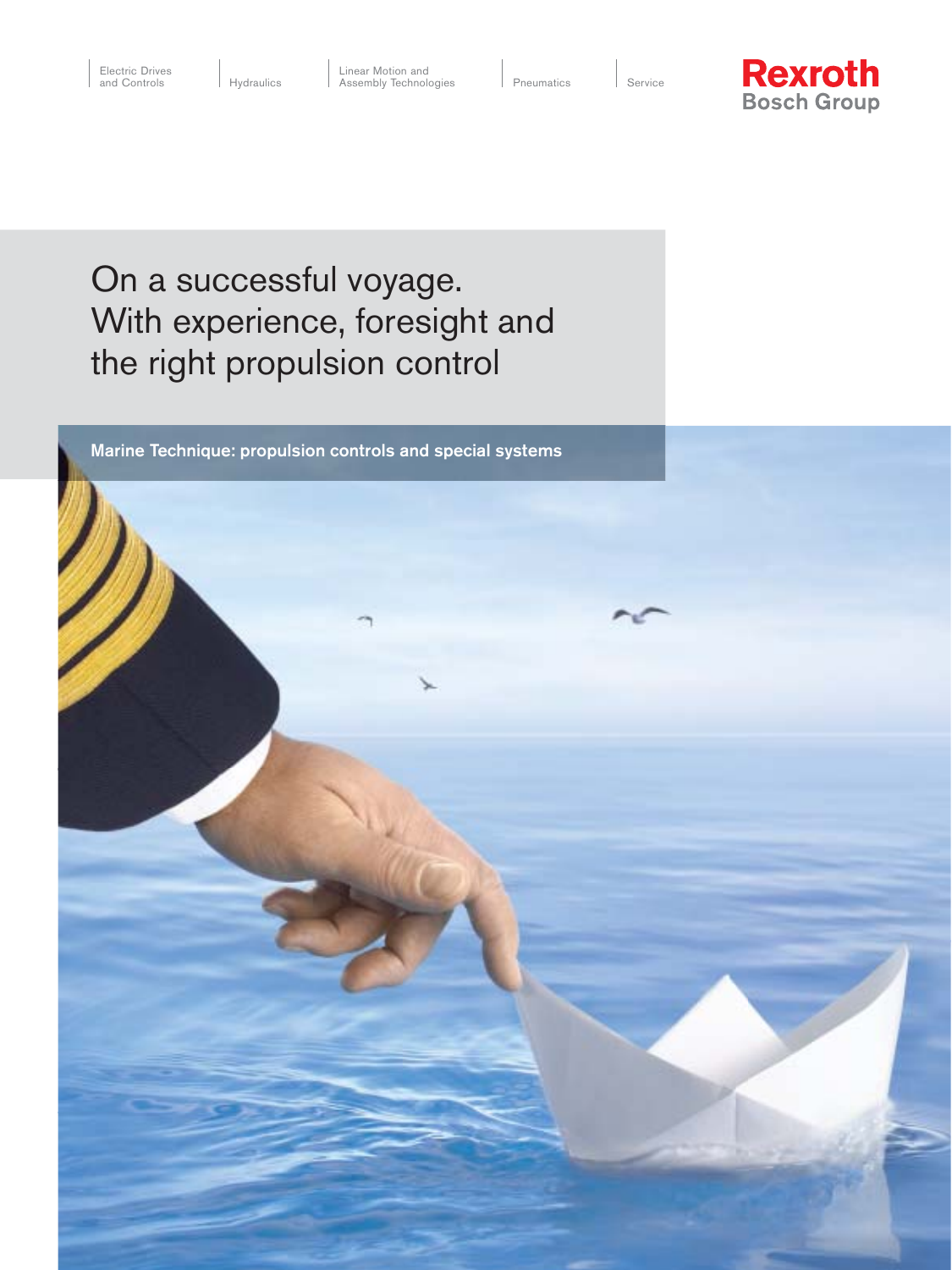Electric Drives and Controls | Hydraulics | Linear Motion and Assembly Technologies | Pneumatics | Service

**Rexroth**
Bosch Group

# On a successful voyage. With experience, foresight and the right propulsion control

**Marine Technique: propulsion controls and special systems**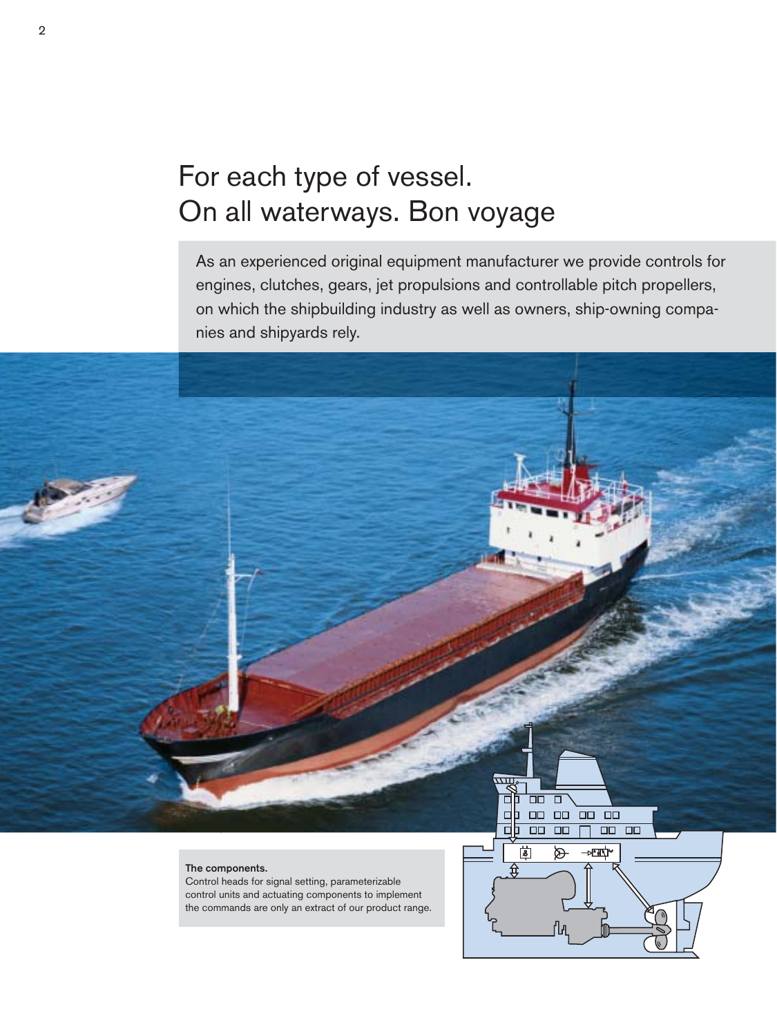# For each type of vessel.
# On all waterways. Bon voyage

As an experienced original equipment manufacturer we provide controls for engines, clutches, gears, jet propulsions and controllable pitch propellers, on which the shipbuilding industry as well as owners, ship-owning companies and shipyards rely.

**The components.**
Control heads for signal setting, parameterizable control units and actuating components to implement the commands are only an extract of our product range.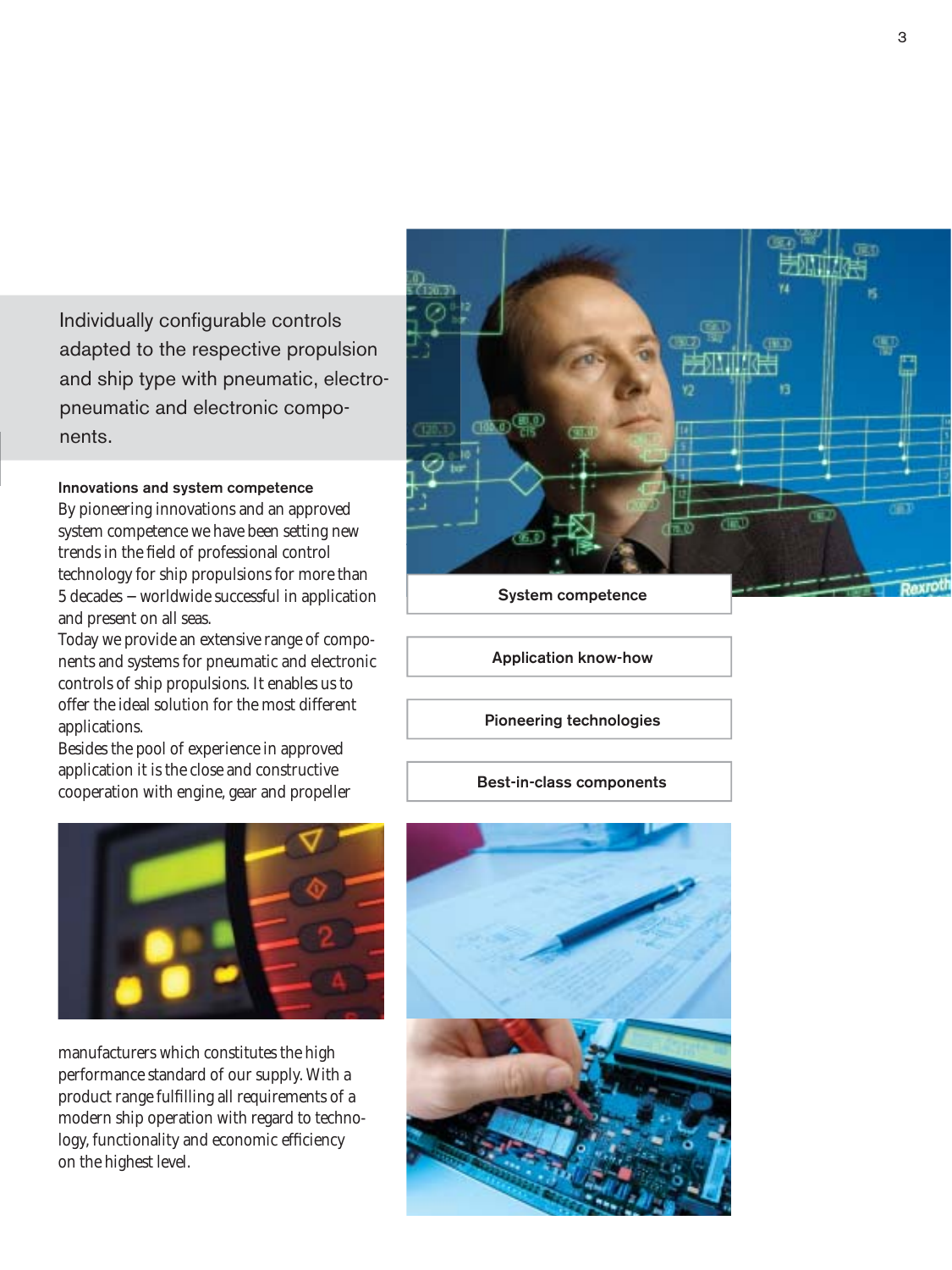Individually configurable controls adapted to the respective propulsion and ship type with pneumatic, electro-pneumatic and electronic components.

**Innovations and system competence**

By pioneering innovations and an approved system competence we have been setting new trends in the field of professional control technology for ship propulsions for more than 5 decades – worldwide successful in application and present on all seas.

Today we provide an extensive range of components and systems for pneumatic and electronic controls of ship propulsions. It enables us to offer the ideal solution for the most different applications.

Besides the pool of experience in approved application it is the close and constructive cooperation with engine, gear and propeller manufacturers which constitutes the high performance standard of our supply. With a product range fulfilling all requirements of a modern ship operation with regard to technology, functionality and economic efficiency on the highest level.

System competence

Application know-how

Pioneering technologies

Best-in-class components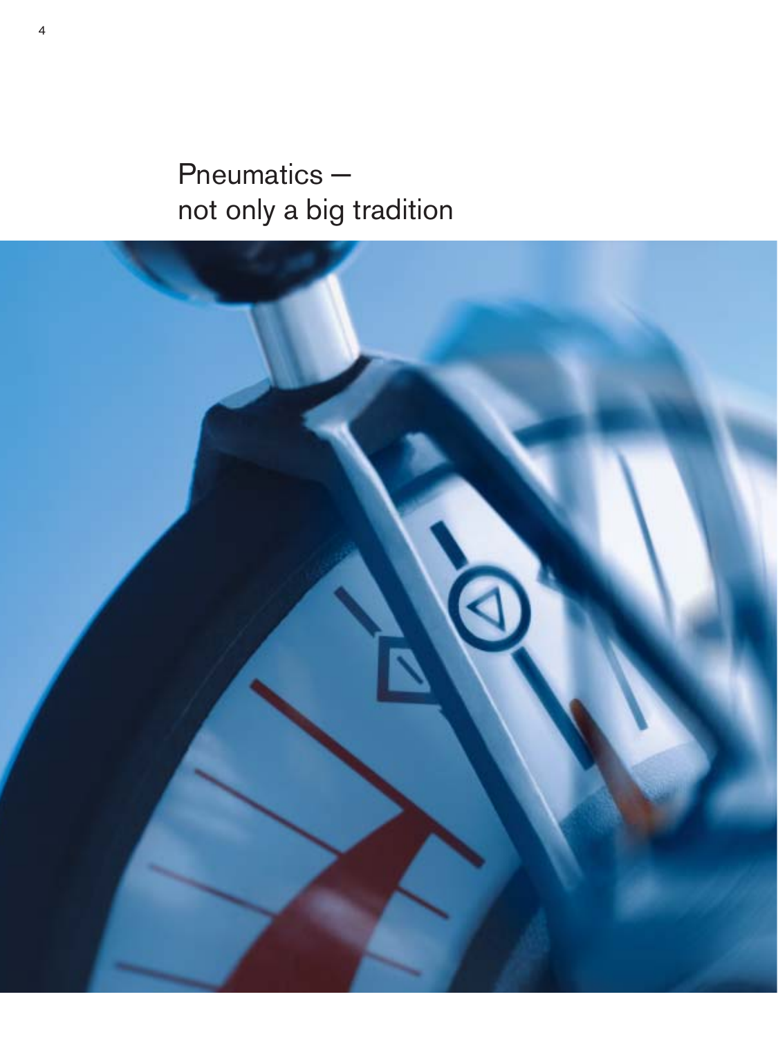# Pneumatics – not only a big tradition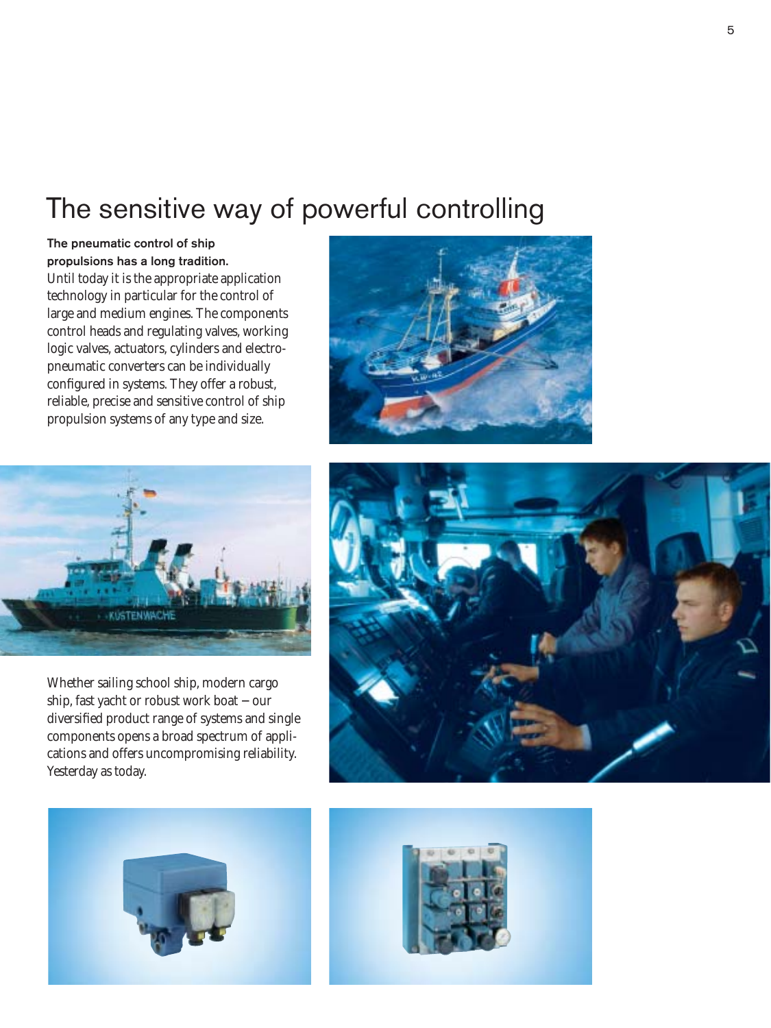# The sensitive way of powerful controlling

**The pneumatic control of ship propulsions has a long tradition.**
Until today it is the appropriate application technology in particular for the control of large and medium engines. The components control heads and regulating valves, working logic valves, actuators, cylinders and electro-pneumatic converters can be individually configured in systems. They offer a robust, reliable, precise and sensitive control of ship propulsion systems of any type and size.

Whether sailing school ship, modern cargo ship, fast yacht or robust work boat – our diversified product range of systems and single components opens a broad spectrum of applications and offers uncompromising reliability. Yesterday as today.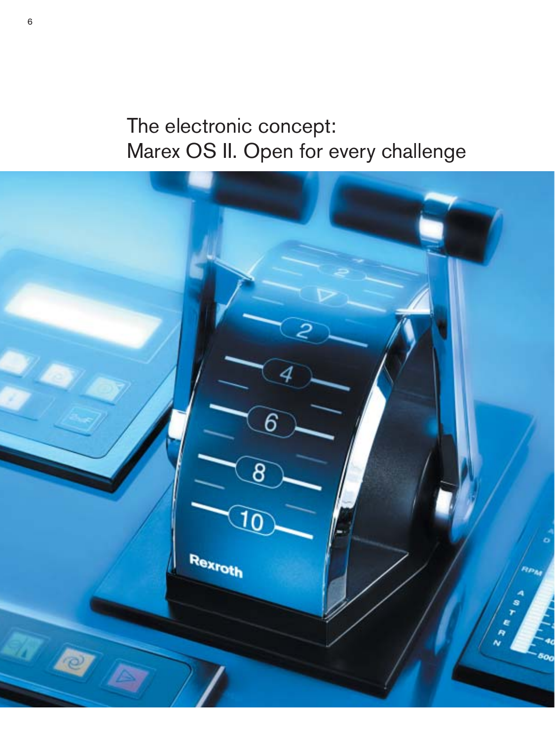# The electronic concept:
# Marex OS II. Open for every challenge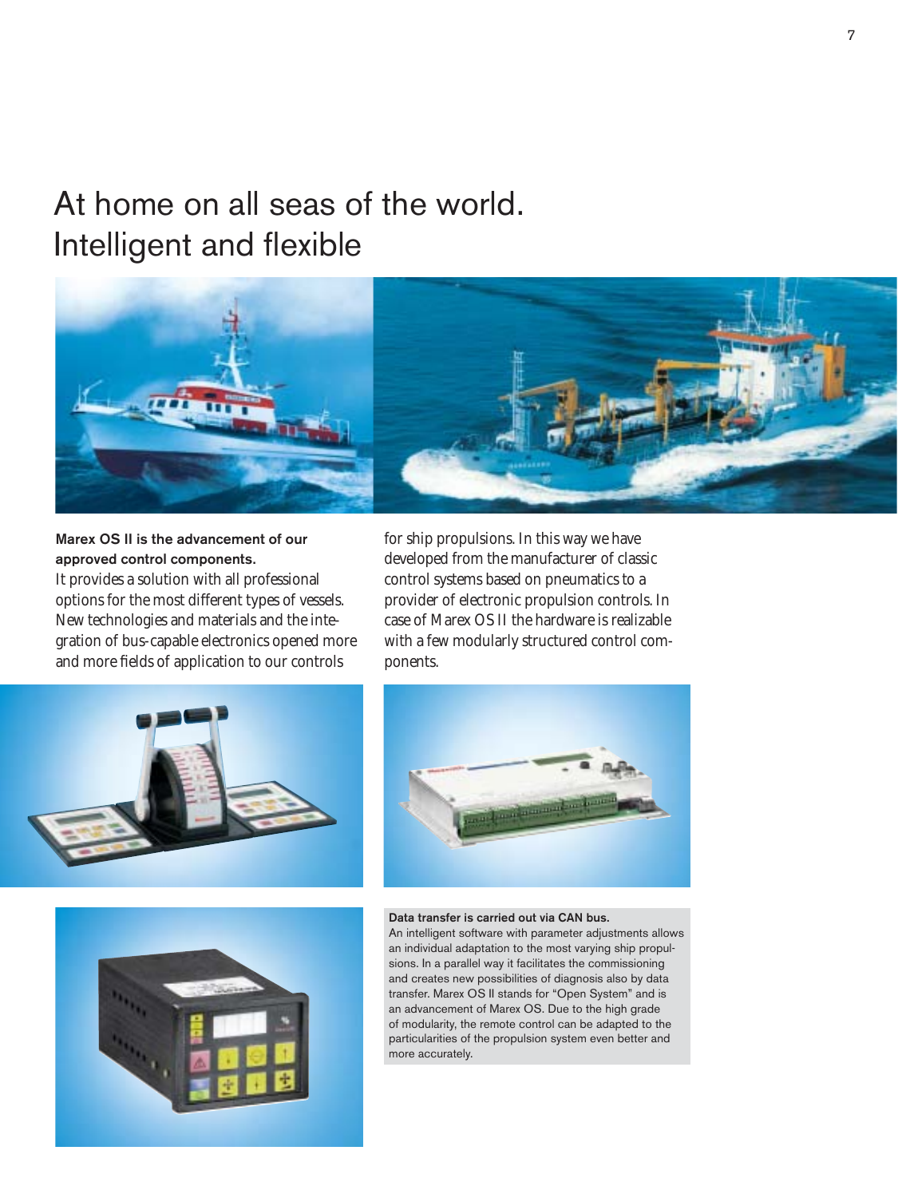# At home on all seas of the world. Intelligent and flexible

**Marex OS II is the advancement of our approved control components.**
It provides a solution with all professional options for the most different types of vessels. New technologies and materials and the integration of bus-capable electronics opened more and more fields of application to our controls for ship propulsions. In this way we have developed from the manufacturer of classic control systems based on pneumatics to a provider of electronic propulsion controls. In case of Marex OS II the hardware is realizable with a few modularly structured control components.

**Data transfer is carried out via CAN bus.**
An intelligent software with parameter adjustments allows an individual adaptation to the most varying ship propulsions. In a parallel way it facilitates the commissioning and creates new possibilities of diagnosis also by data transfer. Marex OS II stands for "Open System" and is an advancement of Marex OS. Due to the high grade of modularity, the remote control can be adapted to the particularities of the propulsion system even better and more accurately.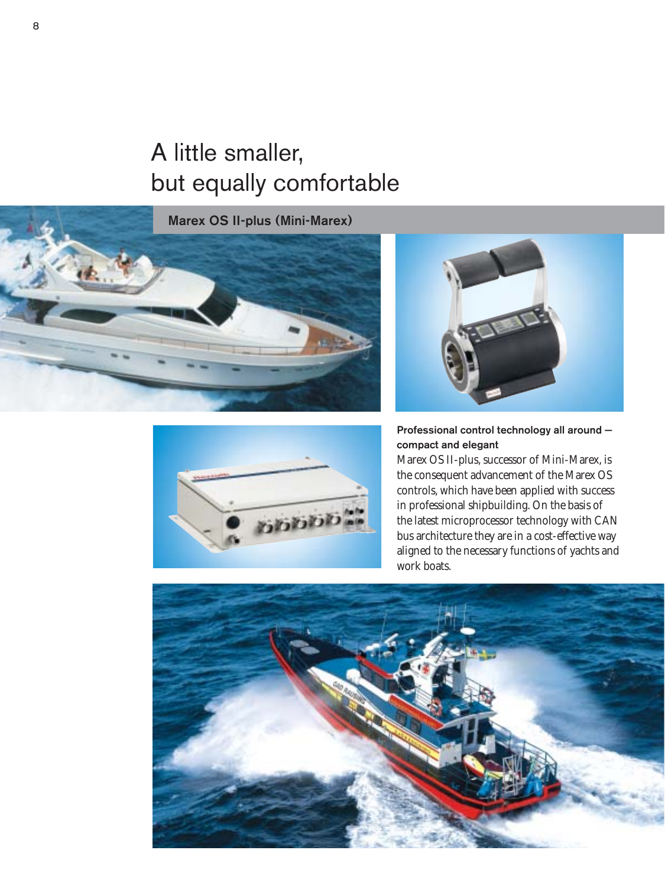# A little smaller, but equally comfortable

## Marex OS II-plus (Mini-Marex)

**Professional control technology all around – compact and elegant**

Marex OS II-plus, successor of Mini-Marex, is the consequent advancement of the Marex OS controls, which have been applied with success in professional shipbuilding. On the basis of the latest microprocessor technology with CAN bus architecture they are in a cost-effective way aligned to the necessary functions of yachts and work boats.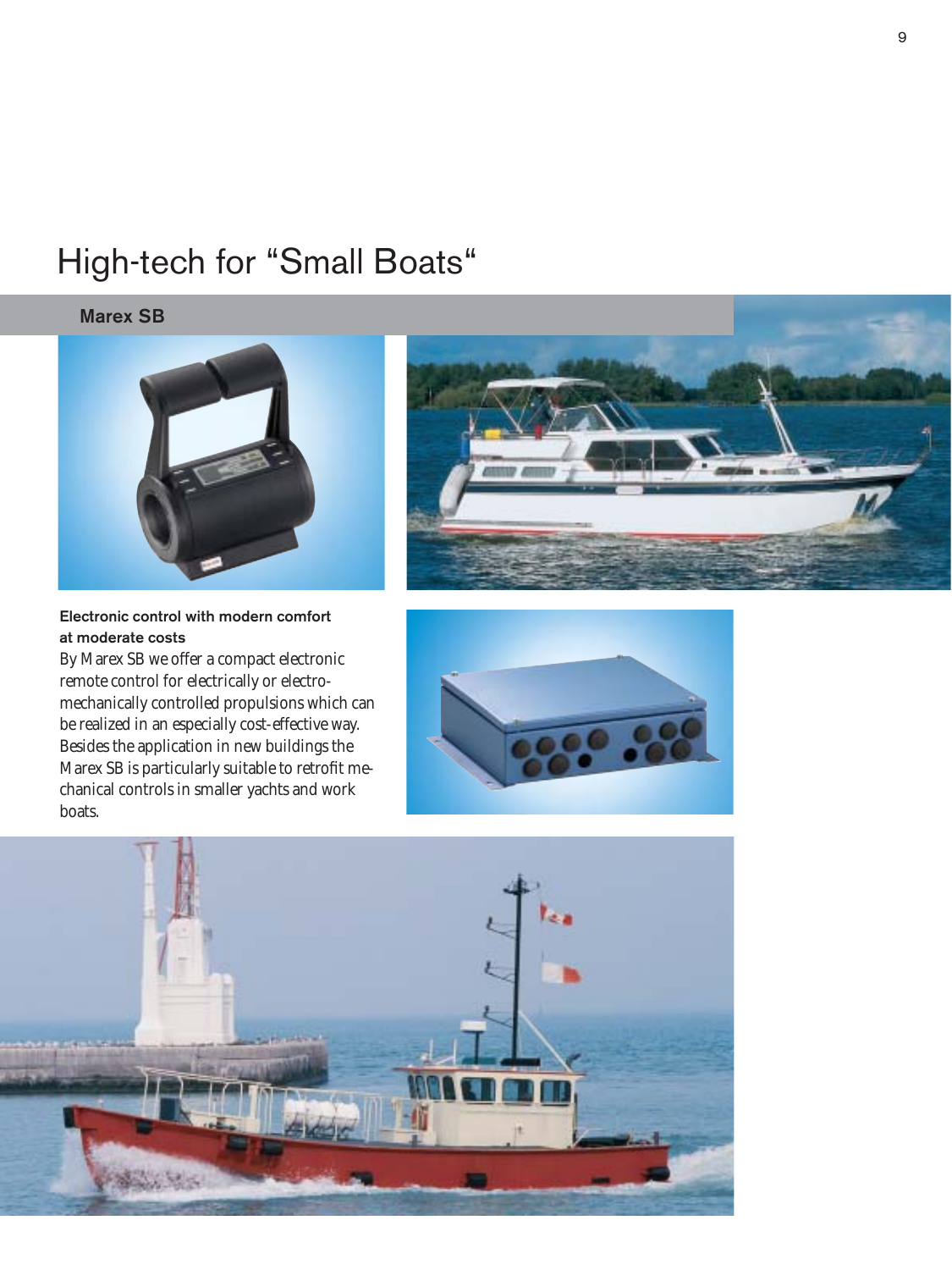# High-tech for "Small Boats"

## Marex SB

**Electronic control with modern comfort at moderate costs**

By Marex SB we offer a compact electronic remote control for electrically or electro-mechanically controlled propulsions which can be realized in an especially cost-effective way. Besides the application in new buildings the Marex SB is particularly suitable to retrofit mechanical controls in smaller yachts and work boats.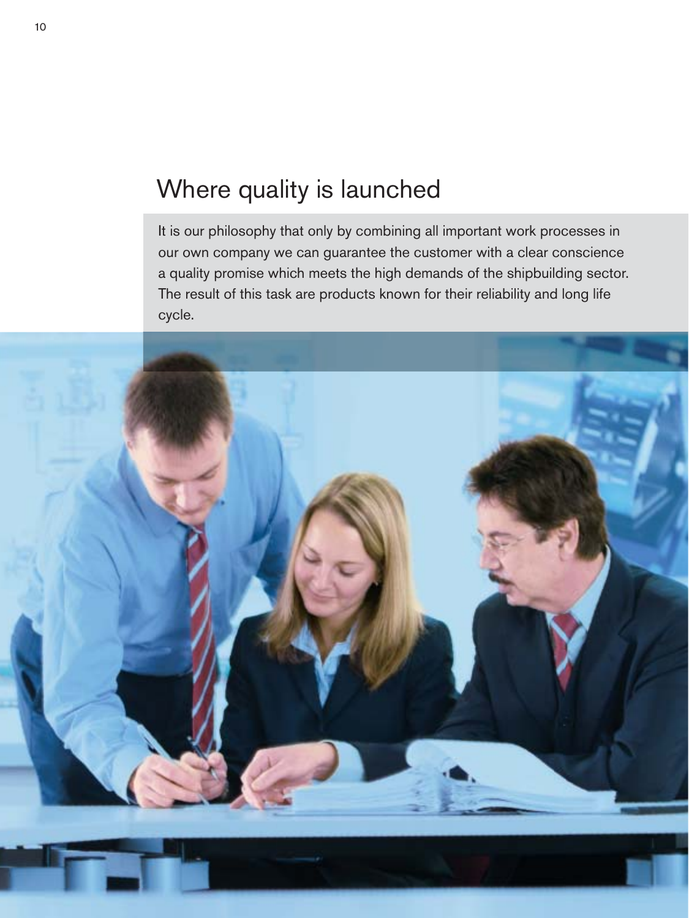## Where quality is launched

It is our philosophy that only by combining all important work processes in our own company we can guarantee the customer with a clear conscience a quality promise which meets the high demands of the shipbuilding sector. The result of this task are products known for their reliability and long life cycle.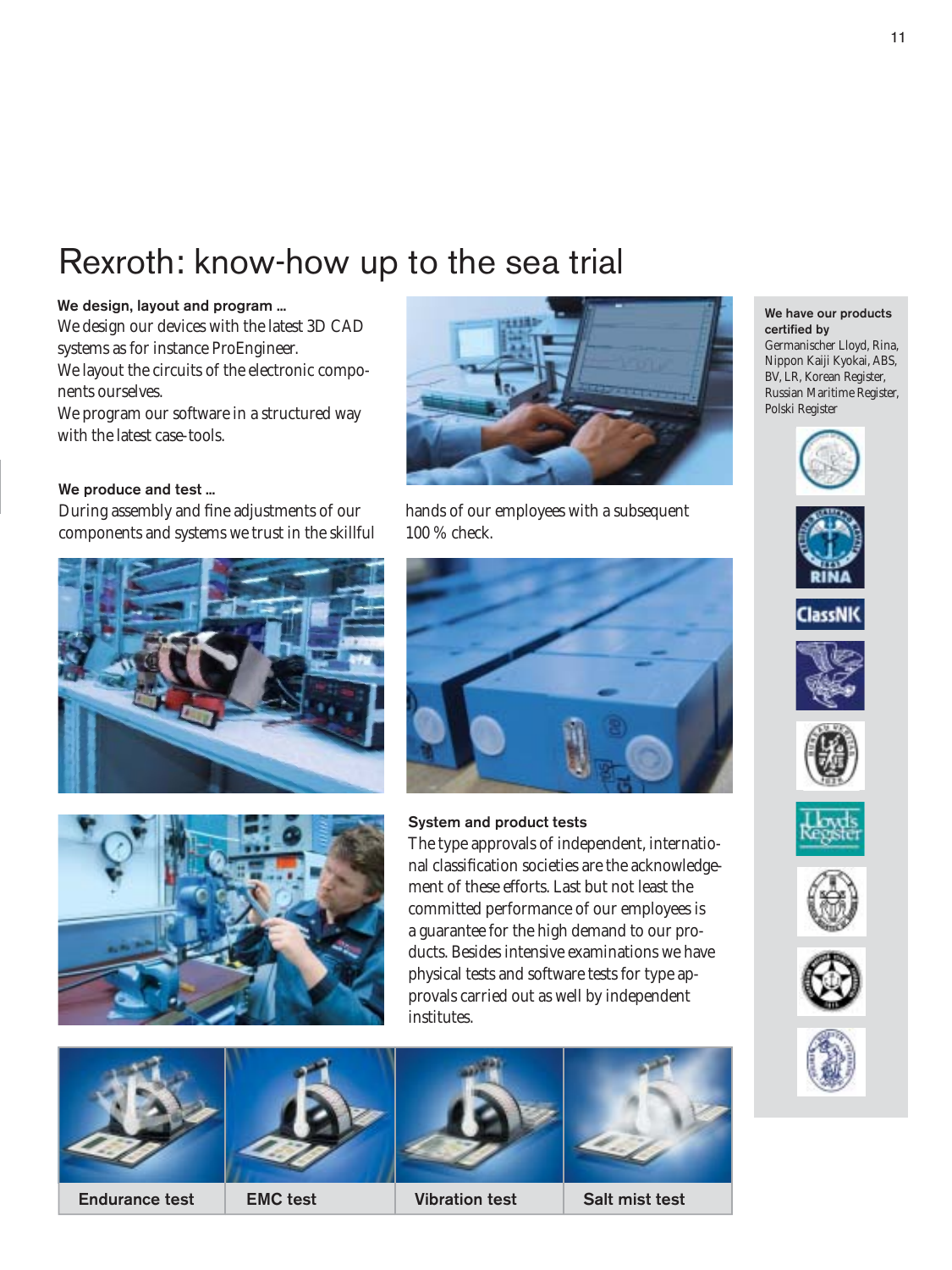# Rexroth: know-how up to the sea trial

**We design, layout and program ...**

We design our devices with the latest 3D CAD systems as for instance ProEngineer.
We layout the circuits of the electronic components ourselves.
We program our software in a structured way with the latest case-tools.

**We produce and test ...**

During assembly and fine adjustments of our components and systems we trust in the skillful hands of our employees with a subsequent 100 % check.

**System and product tests**

The type approvals of independent, international classification societies are the acknowledgement of these efforts. Last but not least the committed performance of our employees is a guarantee for the high demand to our products. Besides intensive examinations we have physical tests and software tests for type approvals carried out as well by independent institutes.

Endurance test | EMC test | Vibration test | Salt mist test

**We have our products certified by**

Germanischer Lloyd, Rina, Nippon Kaiji Kyokai, ABS, BV, LR, Korean Register, Russian Maritime Register, Polski Register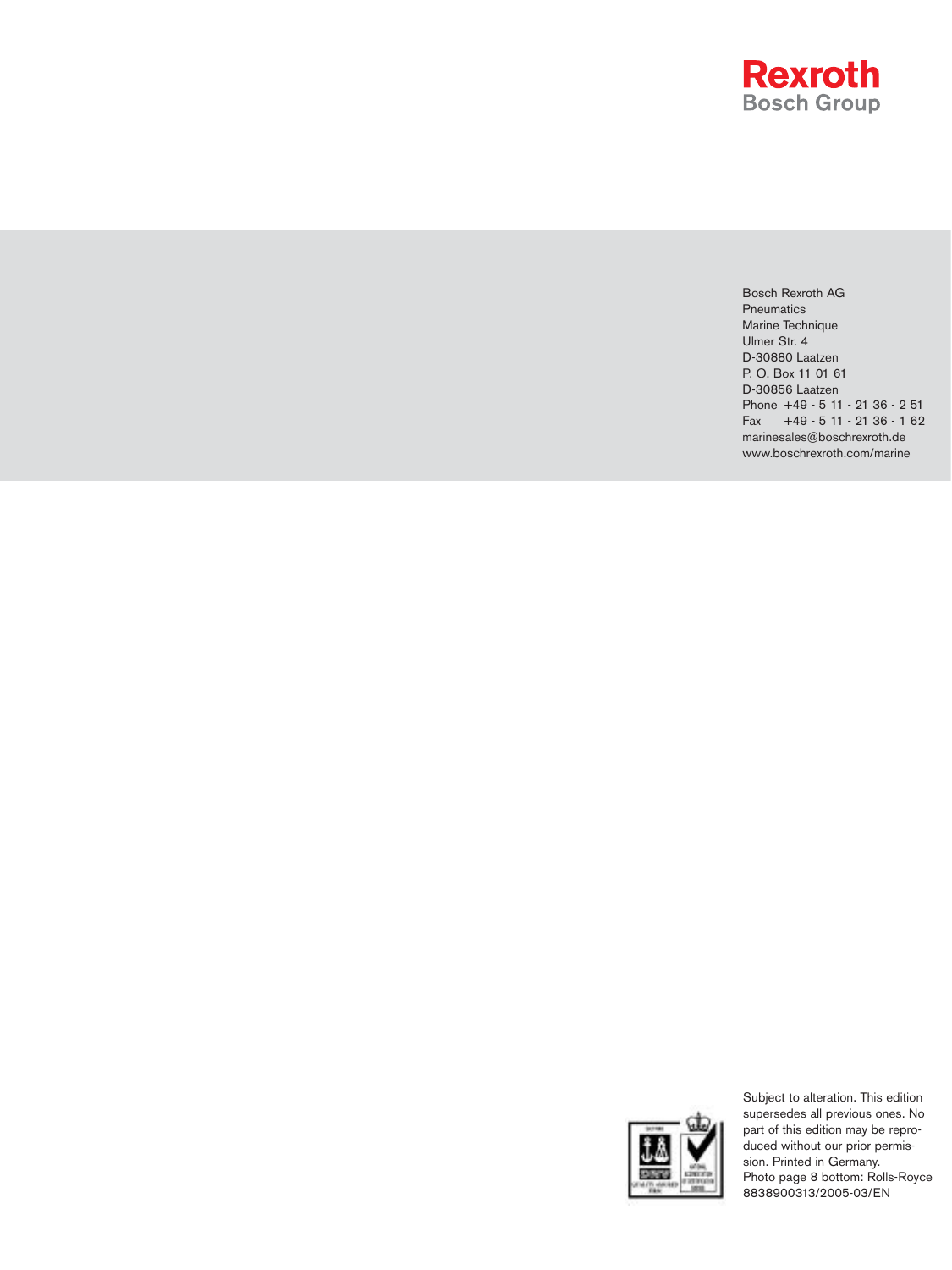Rexroth
Bosch Group

Bosch Rexroth AG
Pneumatics
Marine Technique
Ulmer Str. 4
D-30880 Laatzen
P. O. Box 11 01 61
D-30856 Laatzen
Phone +49 - 5 11 - 21 36 - 2 51
Fax +49 - 5 11 - 21 36 - 1 62
marinesales@boschrexroth.de
www.boschrexroth.com/marine

Subject to alteration. This edition supersedes all previous ones. No part of this edition may be reproduced without our prior permission. Printed in Germany.
Photo page 8 bottom: Rolls-Royce
8838900313/2005-03/EN